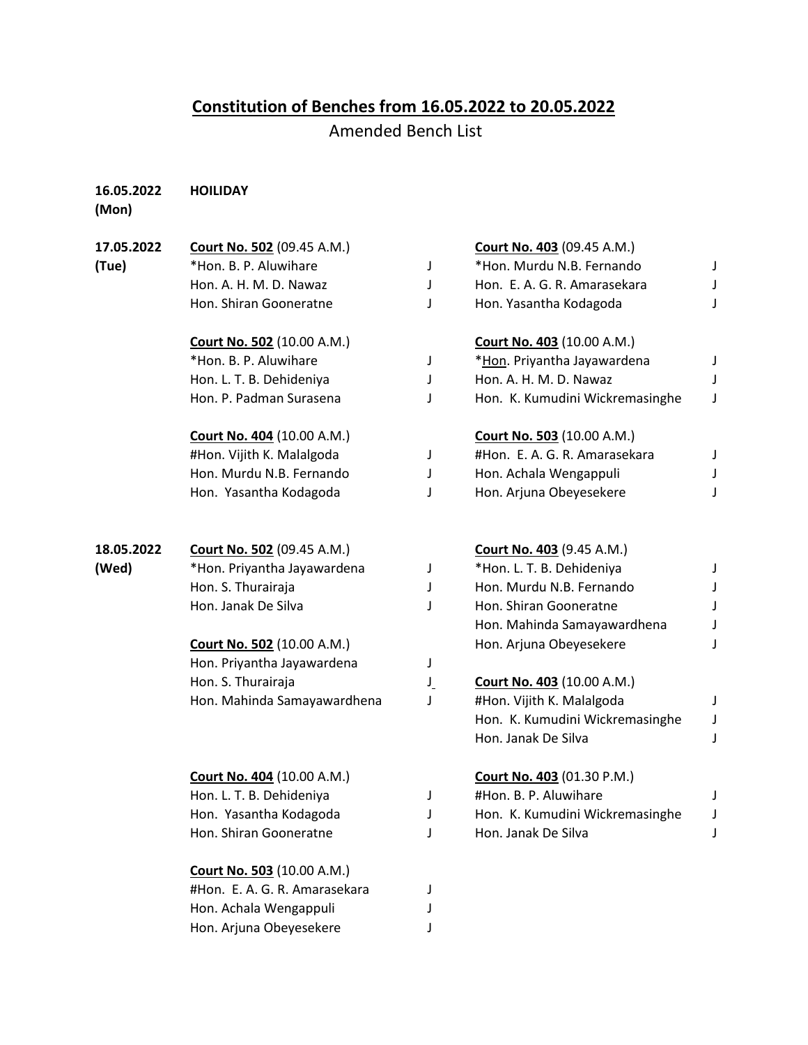## Constitution of Benches from 16.05.2022 to 20.05.2022

Amended Bench List

**16.05.2022 (Mon)** **HOILIDAY**

**17.05.2022 (Tue)**

**Court No. 502** (09.45 A.M.)

| | |
|---|---|
| *Hon. B. P. Aluwihare | J |
| Hon. A. H. M. D. Nawaz | J |
| Hon. Shiran Gooneratne | J |

**Court No. 403** (09.45 A.M.)

| | |
|---|---|
| *Hon. Murdu N.B. Fernando | J |
| Hon. E. A. G. R. Amarasekara | J |
| Hon. Yasantha Kodagoda | J |

**Court No. 502** (10.00 A.M.)

| | |
|---|---|
| *Hon. B. P. Aluwihare | J |
| Hon. L. T. B. Dehideniya | J |
| Hon. P. Padman Surasena | J |

**Court No. 403** (10.00 A.M.)

| | |
|---|---|
| *Hon. Priyantha Jayawardena | J |
| Hon. A. H. M. D. Nawaz | J |
| Hon. K. Kumudini Wickremasinghe | J |

**Court No. 404** (10.00 A.M.)

| | |
|---|---|
| #Hon. Vijith K. Malalgoda | J |
| Hon. Murdu N.B. Fernando | J |
| Hon. Yasantha Kodagoda | J |

**Court No. 503** (10.00 A.M.)

| | |
|---|---|
| #Hon. E. A. G. R. Amarasekara | J |
| Hon. Achala Wengappuli | J |
| Hon. Arjuna Obeyesekere | J |

**18.05.2022 (Wed)**

**Court No. 502** (09.45 A.M.)

| | |
|---|---|
| *Hon. Priyantha Jayawardena | J |
| Hon. S. Thurairaja | J |
| Hon. Janak De Silva | J |

**Court No. 403** (9.45 A.M.)

| | |
|---|---|
| *Hon. L. T. B. Dehideniya | J |
| Hon. Murdu N.B. Fernando | J |
| Hon. Shiran Gooneratne | J |
| Hon. Mahinda Samayawardhena | J |
| Hon. Arjuna Obeyesekere | J |

**Court No. 502** (10.00 A.M.)

| | |
|---|---|
| Hon. Priyantha Jayawardena | J |
| Hon. S. Thurairaja | J |
| Hon. Mahinda Samayawardhena | J |

**Court No. 403** (10.00 A.M.)

| | |
|---|---|
| #Hon. Vijith K. Malalgoda | J |
| Hon. K. Kumudini Wickremasinghe | J |
| Hon. Janak De Silva | J |

**Court No. 404** (10.00 A.M.)

| | |
|---|---|
| Hon. L. T. B. Dehideniya | J |
| Hon. Yasantha Kodagoda | J |
| Hon. Shiran Gooneratne | J |

**Court No. 403** (01.30 P.M.)

| | |
|---|---|
| #Hon. B. P. Aluwihare | J |
| Hon. K. Kumudini Wickremasinghe | J |
| Hon. Janak De Silva | J |

**Court No. 503** (10.00 A.M.)

| | |
|---|---|
| #Hon. E. A. G. R. Amarasekara | J |
| Hon. Achala Wengappuli | J |
| Hon. Arjuna Obeyesekere | J |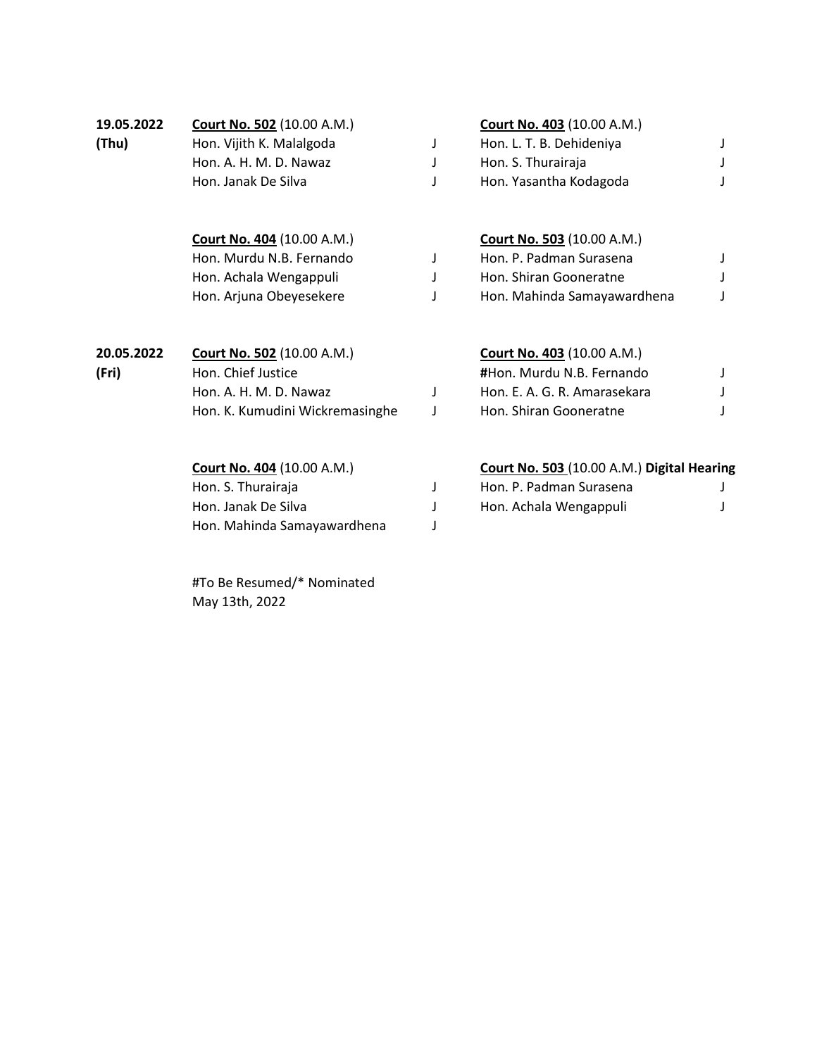**19.05.2022 (Thu)**

**Court No. 502** (10.00 A.M.)

| | |
|---|---|
| Hon. Vijith K. Malalgoda | J |
| Hon. A. H. M. D. Nawaz | J |
| Hon. Janak De Silva | J |

**Court No. 403** (10.00 A.M.)

| | |
|---|---|
| Hon. L. T. B. Dehideniya | J |
| Hon. S. Thurairaja | J |
| Hon. Yasantha Kodagoda | J |

**Court No. 404** (10.00 A.M.)

| | |
|---|---|
| Hon. Murdu N.B. Fernando | J |
| Hon. Achala Wengappuli | J |
| Hon. Arjuna Obeyesekere | J |

**Court No. 503** (10.00 A.M.)

| | |
|---|---|
| Hon. P. Padman Surasena | J |
| Hon. Shiran Gooneratne | J |
| Hon. Mahinda Samayawardhena | J |

**20.05.2022 (Fri)**

**Court No. 502** (10.00 A.M.)

| | |
|---|---|
| Hon. Chief Justice | |
| Hon. A. H. M. D. Nawaz | J |
| Hon. K. Kumudini Wickremasinghe | J |

**Court No. 403** (10.00 A.M.)

| | |
|---|---|
| **#**Hon. Murdu N.B. Fernando | J |
| Hon. E. A. G. R. Amarasekara | J |
| Hon. Shiran Gooneratne | J |

**Court No. 404** (10.00 A.M.)

| | |
|---|---|
| Hon. S. Thurairaja | J |
| Hon. Janak De Silva | J |
| Hon. Mahinda Samayawardhena | J |

**Court No. 503** (10.00 A.M.) **Digital Hearing**

| | |
|---|---|
| Hon. P. Padman Surasena | J |
| Hon. Achala Wengappuli | J |

#To Be Resumed/* Nominated

May 13th, 2022